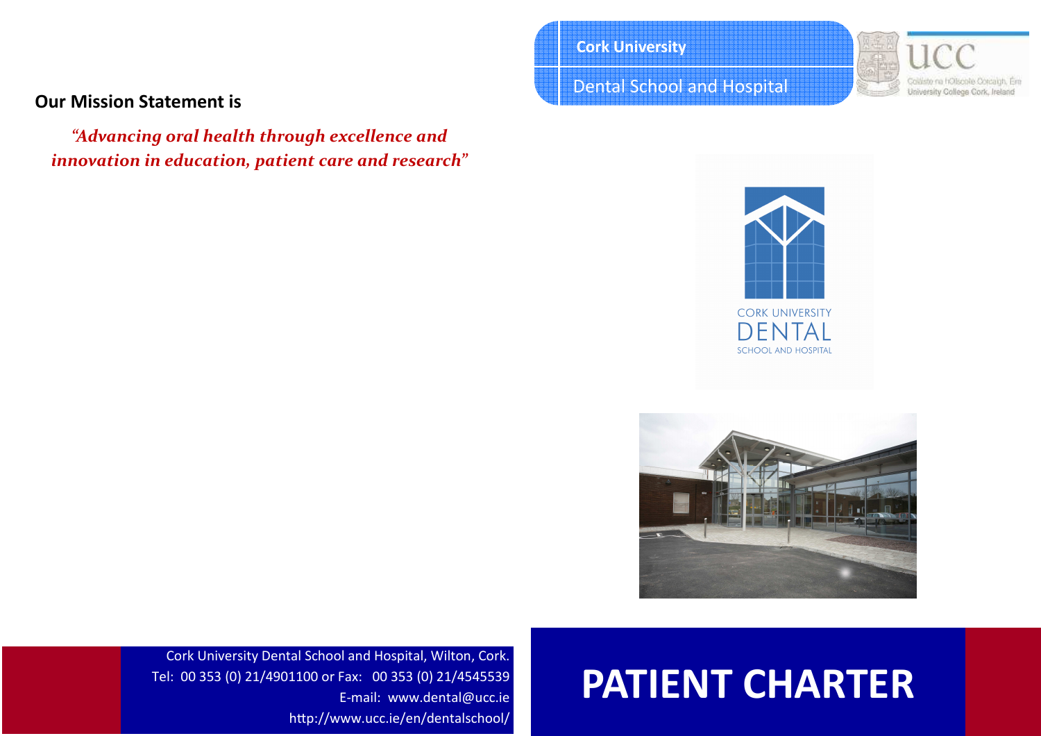**Our Mission Statement is**

*"Advancing oral health through excellence and innovation in education, patient care and research"*

Cork University Dental School and Hospital, Wilton, Cork.
Tel: 00 353 (0) 21/4901100 or Fax: 00 353 (0) 21/4545539
E-mail: www.dental@ucc.ie
http://www.ucc.ie/en/dentalschool/

**Cork University**
Dental School and Hospital

UCC
Coláiste na hOllscoile Corcaigh, Éire
University College Cork, Ireland

CORK UNIVERSITY
DENTAL
SCHOOL AND HOSPITAL

# PATIENT CHARTER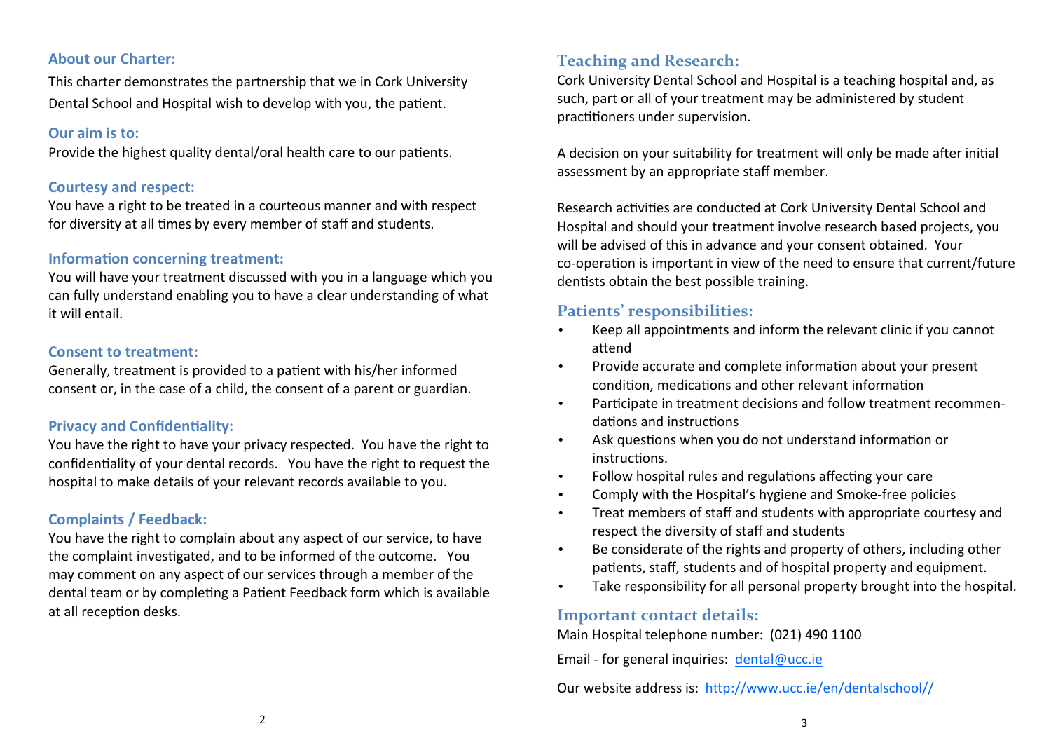## About our Charter:

This charter demonstrates the partnership that we in Cork University Dental School and Hospital wish to develop with you, the patient.

## Our aim is to:

Provide the highest quality dental/oral health care to our patients.

## Courtesy and respect:

You have a right to be treated in a courteous manner and with respect for diversity at all times by every member of staff and students.

## Information concerning treatment:

You will have your treatment discussed with you in a language which you can fully understand enabling you to have a clear understanding of what it will entail.

## Consent to treatment:

Generally, treatment is provided to a patient with his/her informed consent or, in the case of a child, the consent of a parent or guardian.

## Privacy and Confidentiality:

You have the right to have your privacy respected. You have the right to confidentiality of your dental records. You have the right to request the hospital to make details of your relevant records available to you.

## Complaints / Feedback:

You have the right to complain about any aspect of our service, to have the complaint investigated, and to be informed of the outcome. You may comment on any aspect of our services through a member of the dental team or by completing a Patient Feedback form which is available at all reception desks.

## Teaching and Research:

Cork University Dental School and Hospital is a teaching hospital and, as such, part or all of your treatment may be administered by student practitioners under supervision.

A decision on your suitability for treatment will only be made after initial assessment by an appropriate staff member.

Research activities are conducted at Cork University Dental School and Hospital and should your treatment involve research based projects, you will be advised of this in advance and your consent obtained. Your co-operation is important in view of the need to ensure that current/future dentists obtain the best possible training.

## Patients' responsibilities:

- Keep all appointments and inform the relevant clinic if you cannot attend
- Provide accurate and complete information about your present condition, medications and other relevant information
- Participate in treatment decisions and follow treatment recommendations and instructions
- Ask questions when you do not understand information or instructions.
- Follow hospital rules and regulations affecting your care
- Comply with the Hospital's hygiene and Smoke-free policies
- Treat members of staff and students with appropriate courtesy and respect the diversity of staff and students
- Be considerate of the rights and property of others, including other patients, staff, students and of hospital property and equipment.
- Take responsibility for all personal property brought into the hospital.

## Important contact details:

Main Hospital telephone number: (021) 490 1100

Email - for general inquiries: dental@ucc.ie

Our website address is: http://www.ucc.ie/en/dentalschool//